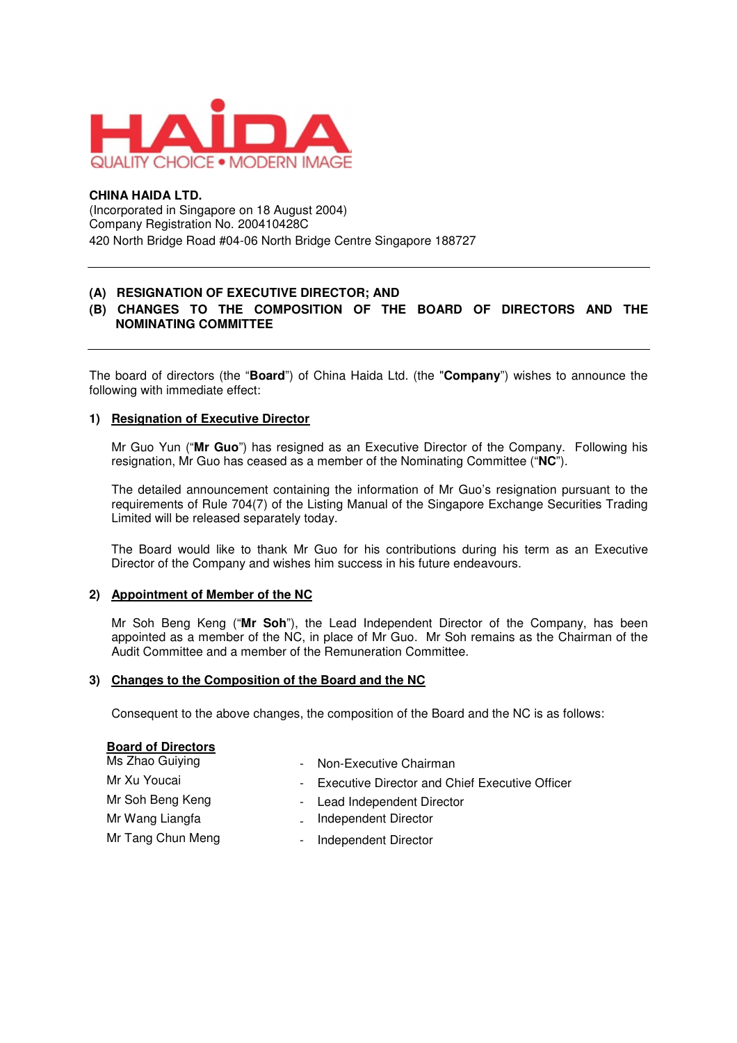HAIDA
QUALITY CHOICE • MODERN IMAGE

**CHINA HAIDA LTD.**
(Incorporated in Singapore on 18 August 2004)
Company Registration No. 200410428C
420 North Bridge Road #04-06 North Bridge Centre Singapore 188727

---

**(A) RESIGNATION OF EXECUTIVE DIRECTOR; AND**
**(B) CHANGES TO THE COMPOSITION OF THE BOARD OF DIRECTORS AND THE NOMINATING COMMITTEE**

---

The board of directors (the "**Board**") of China Haida Ltd. (the "**Company**") wishes to announce the following with immediate effect:

**1) Resignation of Executive Director**

Mr Guo Yun ("**Mr Guo**") has resigned as an Executive Director of the Company. Following his resignation, Mr Guo has ceased as a member of the Nominating Committee ("**NC**").

The detailed announcement containing the information of Mr Guo's resignation pursuant to the requirements of Rule 704(7) of the Listing Manual of the Singapore Exchange Securities Trading Limited will be released separately today.

The Board would like to thank Mr Guo for his contributions during his term as an Executive Director of the Company and wishes him success in his future endeavours.

**2) Appointment of Member of the NC**

Mr Soh Beng Keng ("**Mr Soh**"), the Lead Independent Director of the Company, has been appointed as a member of the NC, in place of Mr Guo. Mr Soh remains as the Chairman of the Audit Committee and a member of the Remuneration Committee.

**3) Changes to the Composition of the Board and the NC**

Consequent to the above changes, the composition of the Board and the NC is as follows:

**Board of Directors**

| | | |
|---|---|---|
| Ms Zhao Guiying | - | Non-Executive Chairman |
| Mr Xu Youcai | - | Executive Director and Chief Executive Officer |
| Mr Soh Beng Keng | - | Lead Independent Director |
| Mr Wang Liangfa | - | Independent Director |
| Mr Tang Chun Meng | - | Independent Director |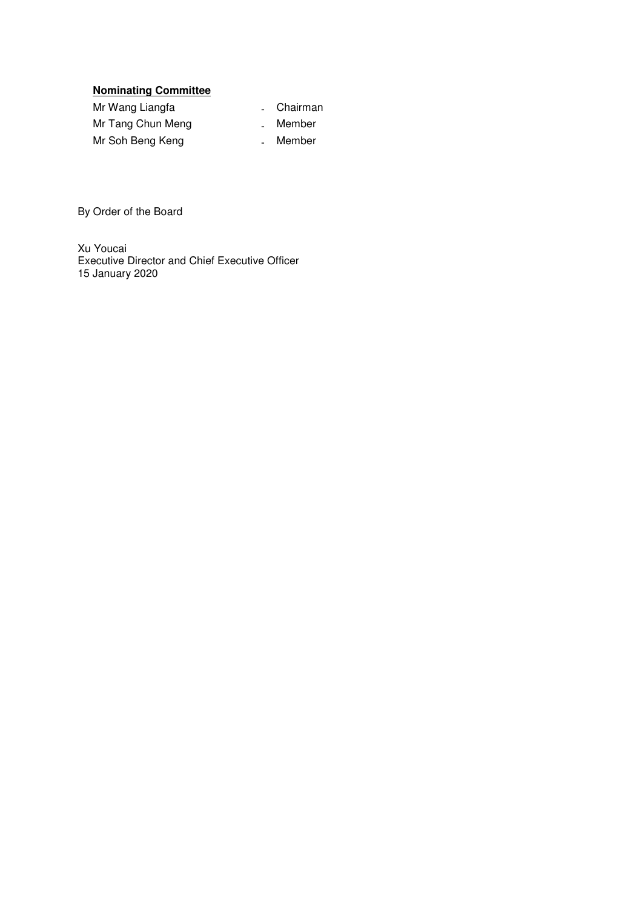**Nominating Committee**

| | | |
|---|---|---|
| Mr Wang Liangfa | - | Chairman |
| Mr Tang Chun Meng | - | Member |
| Mr Soh Beng Keng | - | Member |

By Order of the Board

Xu Youcai
Executive Director and Chief Executive Officer
15 January 2020